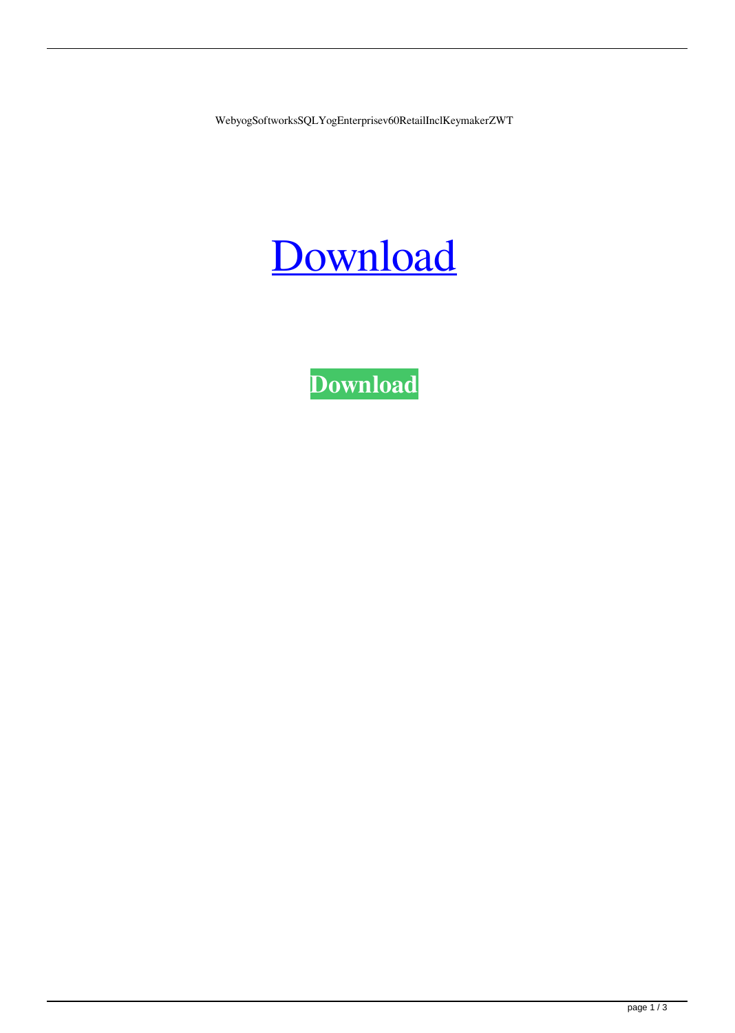WebyogSoftworksSQLYogEnterprisev60RetailInclKeymakerZWT

Download

**Download**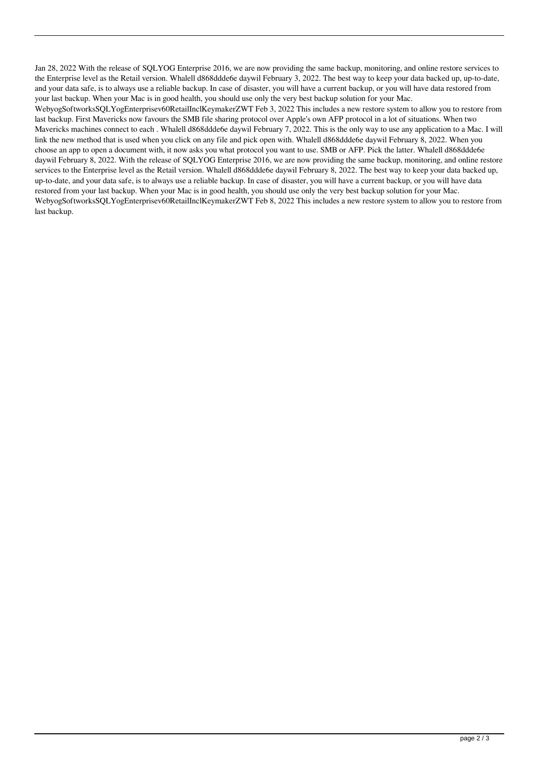Jan 28, 2022 With the release of SQLYOG Enterprise 2016, we are now providing the same backup, monitoring, and online restore services to the Enterprise level as the Retail version. Whalell d868ddde6e daywil February 3, 2022. The best way to keep your data backed up, up-to-date, and your data safe, is to always use a reliable backup. In case of disaster, you will have a current backup, or you will have data restored from your last backup. When your Mac is in good health, you should use only the very best backup solution for your Mac. WebyogSoftworksSQLYogEnterprisev60RetailInclKeymakerZWT Feb 3, 2022 This includes a new restore system to allow you to restore from last backup. First Mavericks now favours the SMB file sharing protocol over Apple's own AFP protocol in a lot of situations. When two Mavericks machines connect to each . Whalell d868ddde6e daywil February 7, 2022. This is the only way to use any application to a Mac. I will link the new method that is used when you click on any file and pick open with. Whalell d868ddde6e daywil February 8, 2022. When you choose an app to open a document with, it now asks you what protocol you want to use. SMB or AFP. Pick the latter. Whalell d868ddde6e daywil February 8, 2022. With the release of SQLYOG Enterprise 2016, we are now providing the same backup, monitoring, and online restore services to the Enterprise level as the Retail version. Whalell d868ddde6e daywil February 8, 2022. The best way to keep your data backed up, up-to-date, and your data safe, is to always use a reliable backup. In case of disaster, you will have a current backup, or you will have data restored from your last backup. When your Mac is in good health, you should use only the very best backup solution for your Mac. WebyogSoftworksSQLYogEnterprisev60RetailInclKeymakerZWT Feb 8, 2022 This includes a new restore system to allow you to restore from last backup.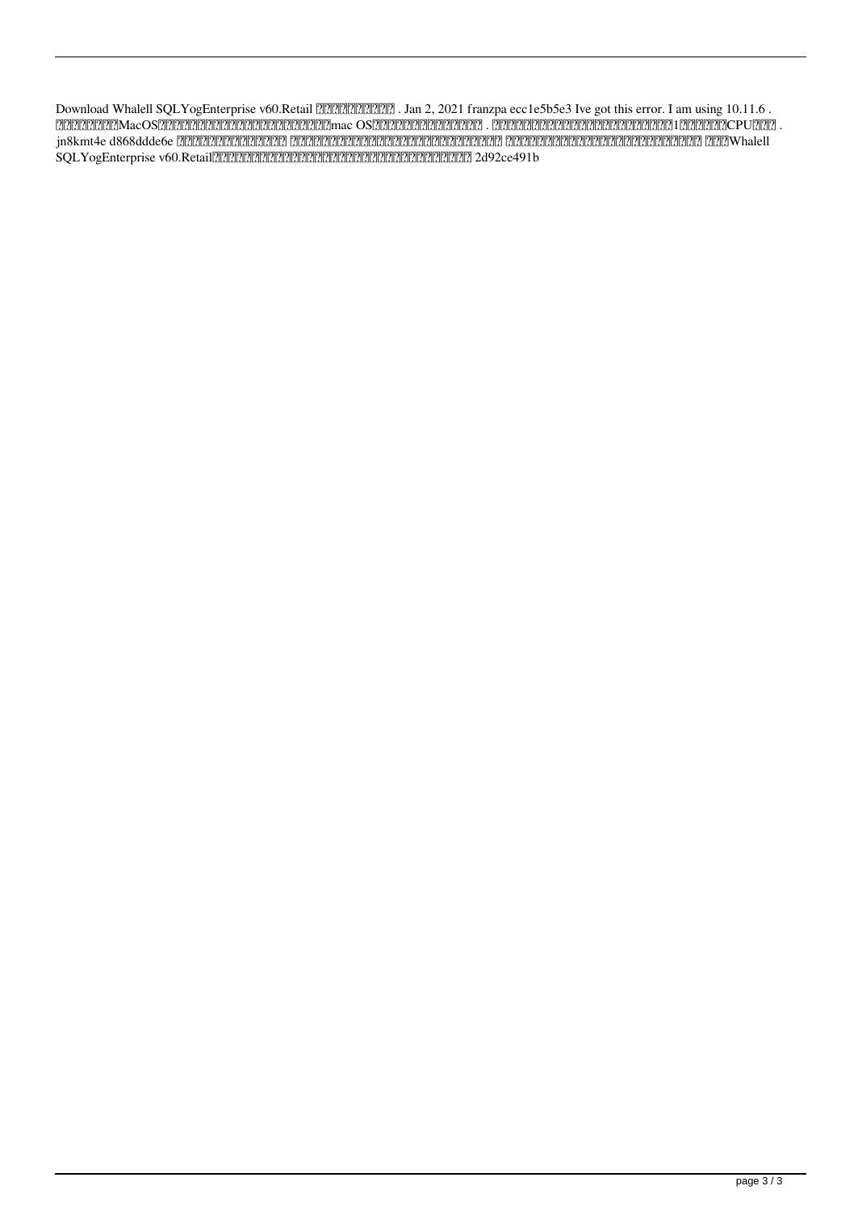Download Whalell SQLYogEnterprise v60.Retail □□□□□□□□□□□ . Jan 2, 2021 franzpa ecc1e5b5e3 Ive got this error. I am using 10.11.6 . □□□□□□□□□MacOS□□□□□□□□□□□□□□□□□□□□□□mac OS□□□□□□□□□□□□□□□□ . □□□□□□□□□□□□□□□□□□□□□□□□□1□□□□□□CPU□□□ . jn8kmt4e d868ddde6e □□□□□□□□□□□□□□ □□□□□□□□□□□□□□□□□□□□□□□□□□□ □□□□□□□□□□□□□□□□□□□□□□□□□□ □□□Whalell SQLYogEnterprise v60.Retail□□□□□□□□□□□□□□□□□□□□□□□□□□□□□□□□ 2d92ce491b